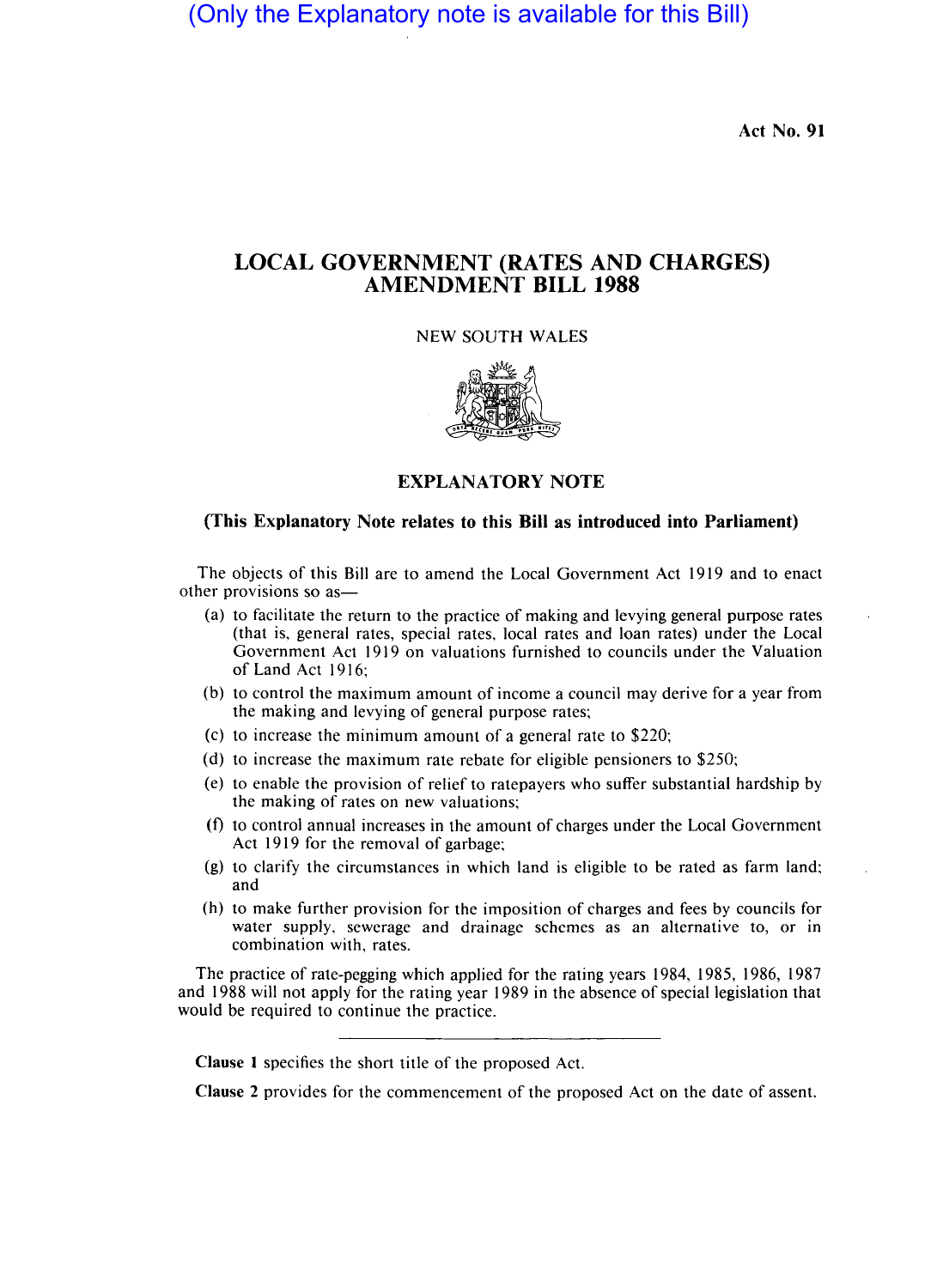(Only the Explanatory note is available for this Bill)

Act No. 91

# LOCAL GOVERNMENT (RATES AND CHARGES) AMENDMENT BILL 1988

NEW SOUTH WALES

## EXPLANATORY NOTE

**(This Explanatory Note relates to this Bill as introduced into Parliament)**

The objects of this Bill are to amend the Local Government Act 1919 and to enact other provisions so as—

(a) to facilitate the return to the practice of making and levying general purpose rates (that is, general rates, special rates, local rates and loan rates) under the Local Government Act 1919 on valuations furnished to councils under the Valuation of Land Act 1916;

(b) to control the maximum amount of income a council may derive for a year from the making and levying of general purpose rates;

(c) to increase the minimum amount of a general rate to $220;

(d) to increase the maximum rate rebate for eligible pensioners to $250;

(e) to enable the provision of relief to ratepayers who suffer substantial hardship by the making of rates on new valuations;

(f) to control annual increases in the amount of charges under the Local Government Act 1919 for the removal of garbage;

(g) to clarify the circumstances in which land is eligible to be rated as farm land; and

(h) to make further provision for the imposition of charges and fees by councils for water supply, sewerage and drainage schemes as an alternative to, or in combination with, rates.

The practice of rate-pegging which applied for the rating years 1984, 1985, 1986, 1987 and 1988 will not apply for the rating year 1989 in the absence of special legislation that would be required to continue the practice.

---

**Clause 1** specifies the short title of the proposed Act.

**Clause 2** provides for the commencement of the proposed Act on the date of assent.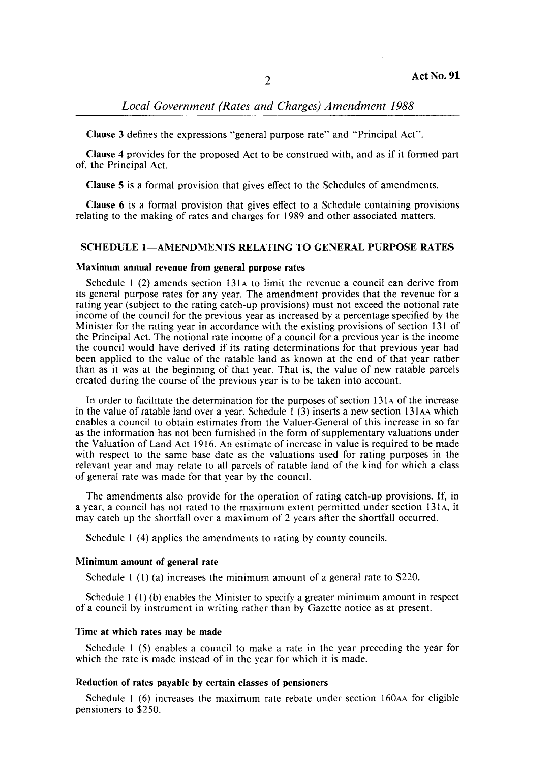**Clause 3** defines the expressions "general purpose rate" and "Principal Act".

**Clause 4** provides for the proposed Act to be construed with, and as if it formed part of, the Principal Act.

**Clause 5** is a formal provision that gives effect to the Schedules of amendments.

**Clause 6** is a formal provision that gives effect to a Schedule containing provisions relating to the making of rates and charges for 1989 and other associated matters.

## SCHEDULE 1—AMENDMENTS RELATING TO GENERAL PURPOSE RATES

### Maximum annual revenue from general purpose rates

Schedule 1 (2) amends section 131A to limit the revenue a council can derive from its general purpose rates for any year. The amendment provides that the revenue for a rating year (subject to the rating catch-up provisions) must not exceed the notional rate income of the council for the previous year as increased by a percentage specified by the Minister for the rating year in accordance with the existing provisions of section 131 of the Principal Act. The notional rate income of a council for a previous year is the income the council would have derived if its rating determinations for that previous year had been applied to the value of the ratable land as known at the end of that year rather than as it was at the beginning of that year. That is, the value of new ratable parcels created during the course of the previous year is to be taken into account.

In order to facilitate the determination for the purposes of section 131A of the increase in the value of ratable land over a year, Schedule 1 (3) inserts a new section 131AA which enables a council to obtain estimates from the Valuer-General of this increase in so far as the information has not been furnished in the form of supplementary valuations under the Valuation of Land Act 1916. An estimate of increase in value is required to be made with respect to the same base date as the valuations used for rating purposes in the relevant year and may relate to all parcels of ratable land of the kind for which a class of general rate was made for that year by the council.

The amendments also provide for the operation of rating catch-up provisions. If, in a year, a council has not rated to the maximum extent permitted under section 131A, it may catch up the shortfall over a maximum of 2 years after the shortfall occurred.

Schedule 1 (4) applies the amendments to rating by county councils.

### Minimum amount of general rate

Schedule 1 (1) (a) increases the minimum amount of a general rate to $220.

Schedule 1 (1) (b) enables the Minister to specify a greater minimum amount in respect of a council by instrument in writing rather than by Gazette notice as at present.

### Time at which rates may be made

Schedule 1 (5) enables a council to make a rate in the year preceding the year for which the rate is made instead of in the year for which it is made.

### Reduction of rates payable by certain classes of pensioners

Schedule 1 (6) increases the maximum rate rebate under section 160AA for eligible pensioners to $250.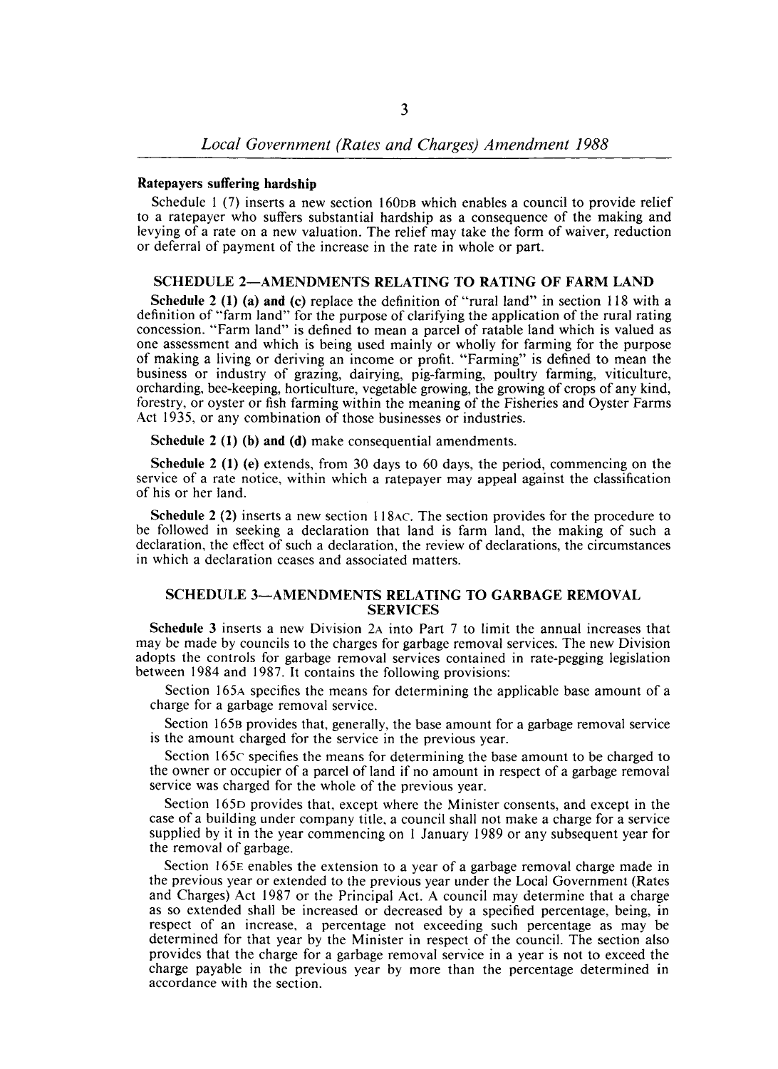**Ratepayers suffering hardship**

Schedule 1 (7) inserts a new section 160DB which enables a council to provide relief to a ratepayer who suffers substantial hardship as a consequence of the making and levying of a rate on a new valuation. The relief may take the form of waiver, reduction or deferral of payment of the increase in the rate in whole or part.

## SCHEDULE 2—AMENDMENTS RELATING TO RATING OF FARM LAND

**Schedule 2 (1) (a) and (c)** replace the definition of "rural land" in section 118 with a definition of "farm land" for the purpose of clarifying the application of the rural rating concession. "Farm land" is defined to mean a parcel of ratable land which is valued as one assessment and which is being used mainly or wholly for farming for the purpose of making a living or deriving an income or profit. "Farming" is defined to mean the business or industry of grazing, dairying, pig-farming, poultry farming, viticulture, orcharding, bee-keeping, horticulture, vegetable growing, the growing of crops of any kind, forestry, or oyster or fish farming within the meaning of the Fisheries and Oyster Farms Act 1935, or any combination of those businesses or industries.

**Schedule 2 (1) (b) and (d)** make consequential amendments.

**Schedule 2 (1) (e)** extends, from 30 days to 60 days, the period, commencing on the service of a rate notice, within which a ratepayer may appeal against the classification of his or her land.

**Schedule 2 (2)** inserts a new section 118AC. The section provides for the procedure to be followed in seeking a declaration that land is farm land, the making of such a declaration, the effect of such a declaration, the review of declarations, the circumstances in which a declaration ceases and associated matters.

## SCHEDULE 3—AMENDMENTS RELATING TO GARBAGE REMOVAL SERVICES

**Schedule 3** inserts a new Division 2A into Part 7 to limit the annual increases that may be made by councils to the charges for garbage removal services. The new Division adopts the controls for garbage removal services contained in rate-pegging legislation between 1984 and 1987. It contains the following provisions:

Section 165A specifies the means for determining the applicable base amount of a charge for a garbage removal service.

Section 165B provides that, generally, the base amount for a garbage removal service is the amount charged for the service in the previous year.

Section 165C specifies the means for determining the base amount to be charged to the owner or occupier of a parcel of land if no amount in respect of a garbage removal service was charged for the whole of the previous year.

Section 165D provides that, except where the Minister consents, and except in the case of a building under company title, a council shall not make a charge for a service supplied by it in the year commencing on 1 January 1989 or any subsequent year for the removal of garbage.

Section 165E enables the extension to a year of a garbage removal charge made in the previous year or extended to the previous year under the Local Government (Rates and Charges) Act 1987 or the Principal Act. A council may determine that a charge as so extended shall be increased or decreased by a specified percentage, being, in respect of an increase, a percentage not exceeding such percentage as may be determined for that year by the Minister in respect of the council. The section also provides that the charge for a garbage removal service in a year is not to exceed the charge payable in the previous year by more than the percentage determined in accordance with the section.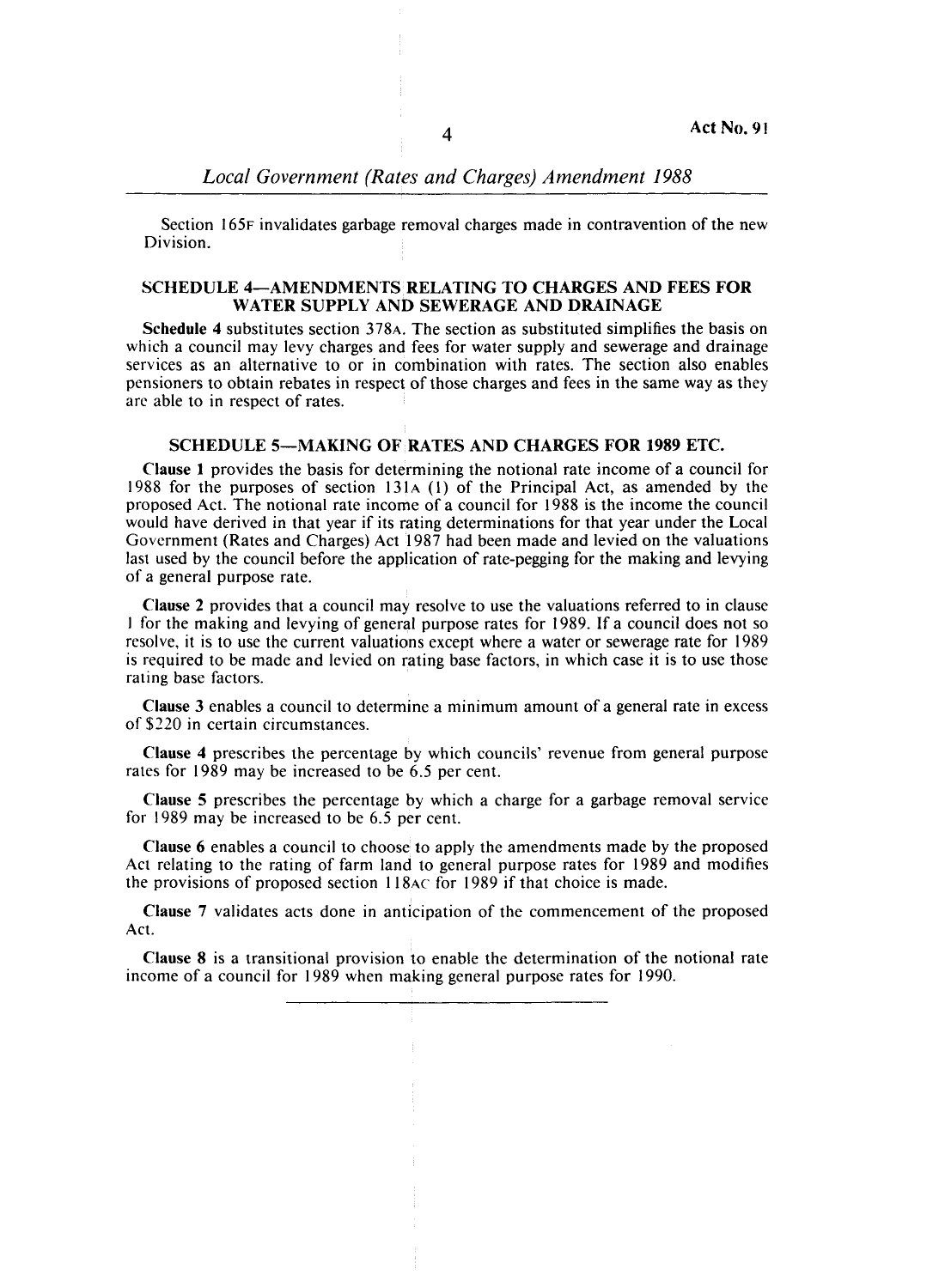Section 165F invalidates garbage removal charges made in contravention of the new Division.

## SCHEDULE 4—AMENDMENTS RELATING TO CHARGES AND FEES FOR WATER SUPPLY AND SEWERAGE AND DRAINAGE

**Schedule 4** substitutes section 378A. The section as substituted simplifies the basis on which a council may levy charges and fees for water supply and sewerage and drainage services as an alternative to or in combination with rates. The section also enables pensioners to obtain rebates in respect of those charges and fees in the same way as they are able to in respect of rates.

## SCHEDULE 5—MAKING OF RATES AND CHARGES FOR 1989 ETC.

**Clause 1** provides the basis for determining the notional rate income of a council for 1988 for the purposes of section 131A (1) of the Principal Act, as amended by the proposed Act. The notional rate income of a council for 1988 is the income the council would have derived in that year if its rating determinations for that year under the Local Government (Rates and Charges) Act 1987 had been made and levied on the valuations last used by the council before the application of rate-pegging for the making and levying of a general purpose rate.

**Clause 2** provides that a council may resolve to use the valuations referred to in clause 1 for the making and levying of general purpose rates for 1989. If a council does not so resolve, it is to use the current valuations except where a water or sewerage rate for 1989 is required to be made and levied on rating base factors, in which case it is to use those rating base factors.

**Clause 3** enables a council to determine a minimum amount of a general rate in excess of $220 in certain circumstances.

**Clause 4** prescribes the percentage by which councils' revenue from general purpose rates for 1989 may be increased to be 6.5 per cent.

**Clause 5** prescribes the percentage by which a charge for a garbage removal service for 1989 may be increased to be 6.5 per cent.

**Clause 6** enables a council to choose to apply the amendments made by the proposed Act relating to the rating of farm land to general purpose rates for 1989 and modifies the provisions of proposed section 118AC for 1989 if that choice is made.

**Clause 7** validates acts done in anticipation of the commencement of the proposed Act.

**Clause 8** is a transitional provision to enable the determination of the notional rate income of a council for 1989 when making general purpose rates for 1990.